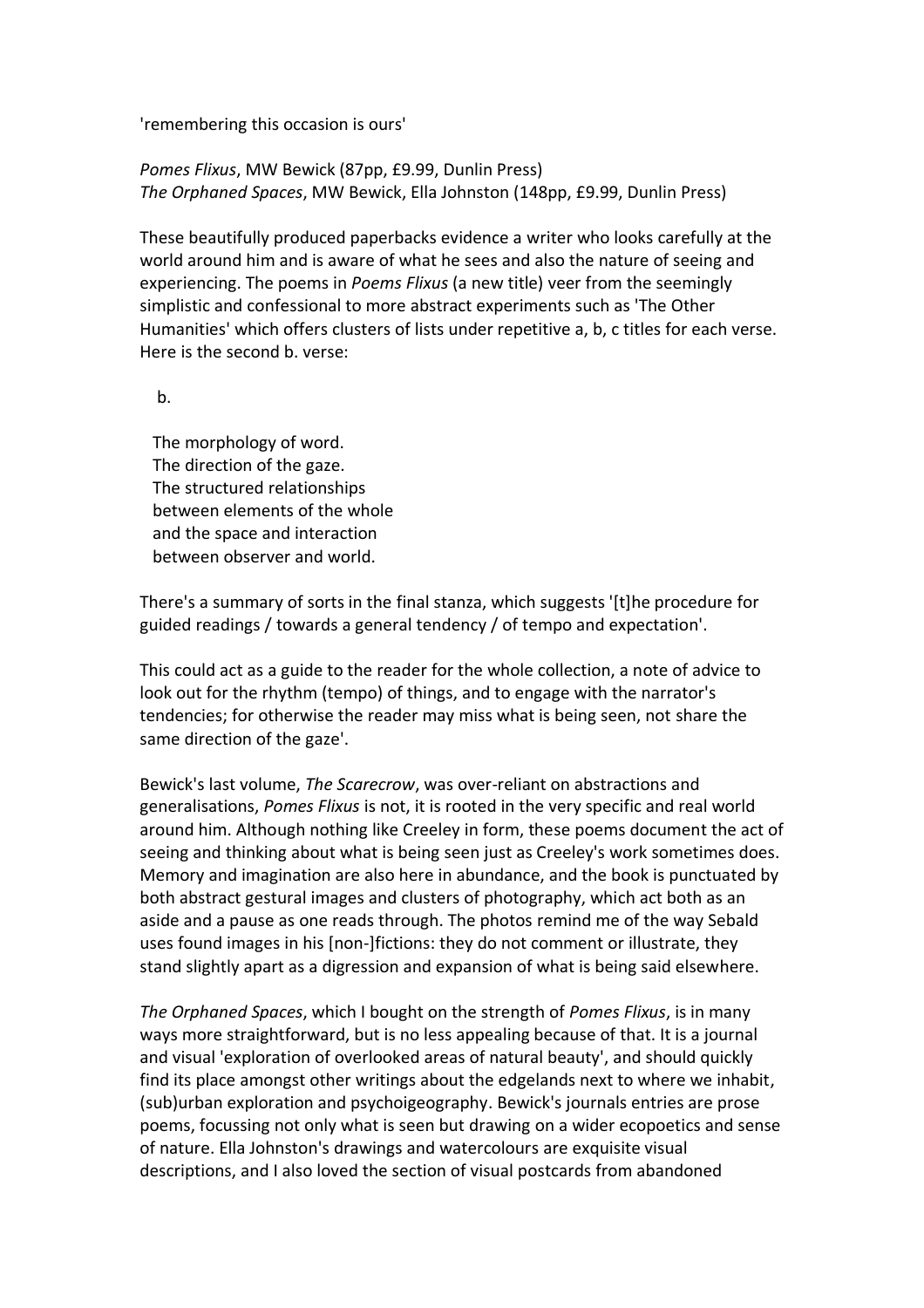'remembering this occasion is ours'

*Pomes Flixus*, MW Bewick (87pp, £9.99, Dunlin Press)
*The Orphaned Spaces*, MW Bewick, Ella Johnston (148pp, £9.99, Dunlin Press)

These beautifully produced paperbacks evidence a writer who looks carefully at the world around him and is aware of what he sees and also the nature of seeing and experiencing. The poems in *Poems Flixus* (a new title) veer from the seemingly simplistic and confessional to more abstract experiments such as 'The Other Humanities' which offers clusters of lists under repetitive a, b, c titles for each verse. Here is the second b. verse:

> b.
>
> The morphology of word.
> The direction of the gaze.
> The structured relationships
> between elements of the whole
> and the space and interaction
> between observer and world.

There's a summary of sorts in the final stanza, which suggests '[t]he procedure for guided readings / towards a general tendency / of tempo and expectation'.

This could act as a guide to the reader for the whole collection, a note of advice to look out for the rhythm (tempo) of things, and to engage with the narrator's tendencies; for otherwise the reader may miss what is being seen, not share the same direction of the gaze'.

Bewick's last volume, *The Scarecrow*, was over-reliant on abstractions and generalisations, *Pomes Flixus* is not, it is rooted in the very specific and real world around him. Although nothing like Creeley in form, these poems document the act of seeing and thinking about what is being seen just as Creeley's work sometimes does. Memory and imagination are also here in abundance, and the book is punctuated by both abstract gestural images and clusters of photography, which act both as an aside and a pause as one reads through. The photos remind me of the way Sebald uses found images in his [non-]fictions: they do not comment or illustrate, they stand slightly apart as a digression and expansion of what is being said elsewhere.

*The Orphaned Spaces*, which I bought on the strength of *Pomes Flixus*, is in many ways more straightforward, but is no less appealing because of that. It is a journal and visual 'exploration of overlooked areas of natural beauty', and should quickly find its place amongst other writings about the edgelands next to where we inhabit, (sub)urban exploration and psychoigeography. Bewick's journals entries are prose poems, focussing not only what is seen but drawing on a wider ecopoetics and sense of nature. Ella Johnston's drawings and watercolours are exquisite visual descriptions, and I also loved the section of visual postcards from abandoned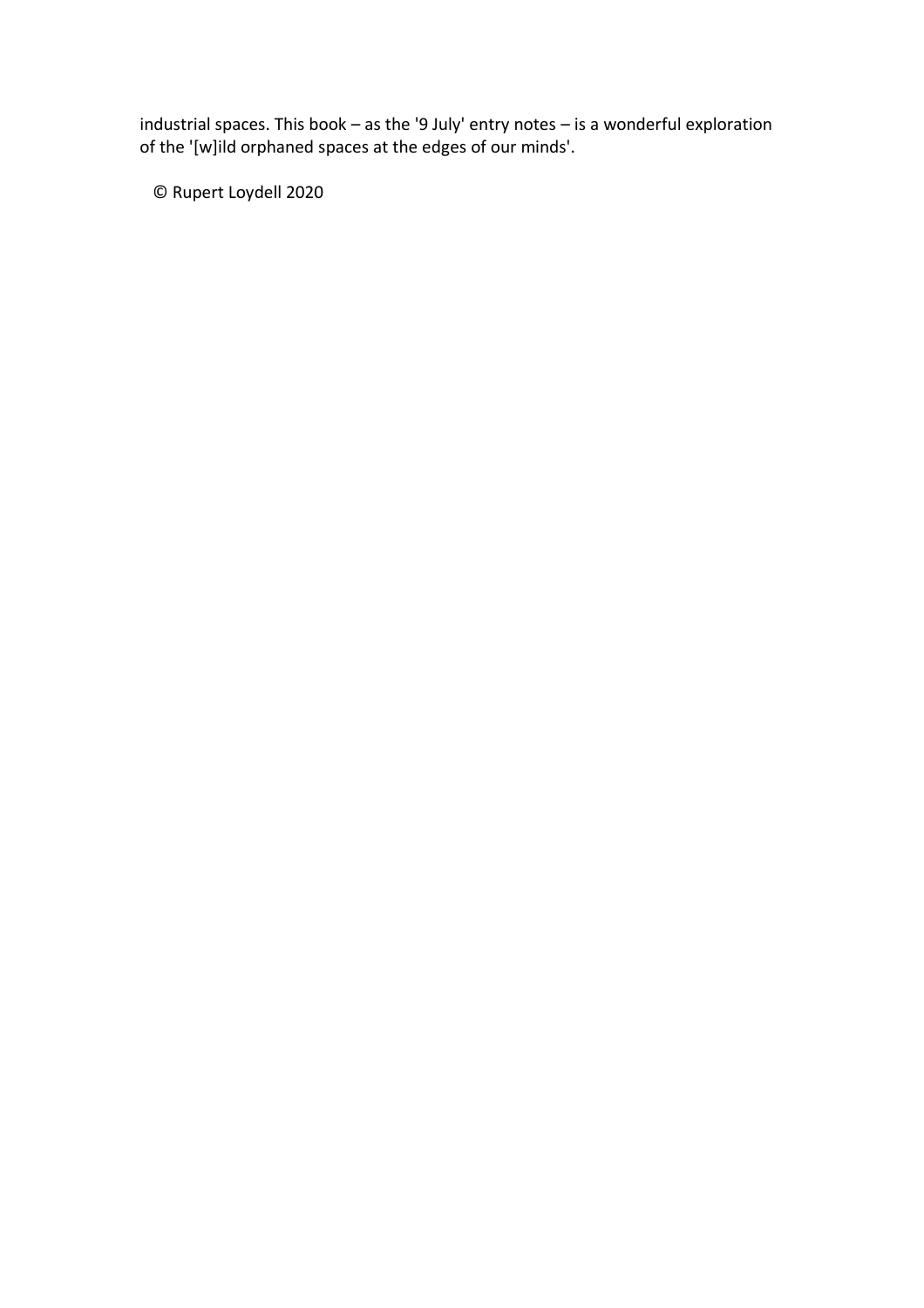industrial spaces. This book – as the '9 July' entry notes – is a wonderful exploration of the '[w]ild orphaned spaces at the edges of our minds'.

© Rupert Loydell 2020